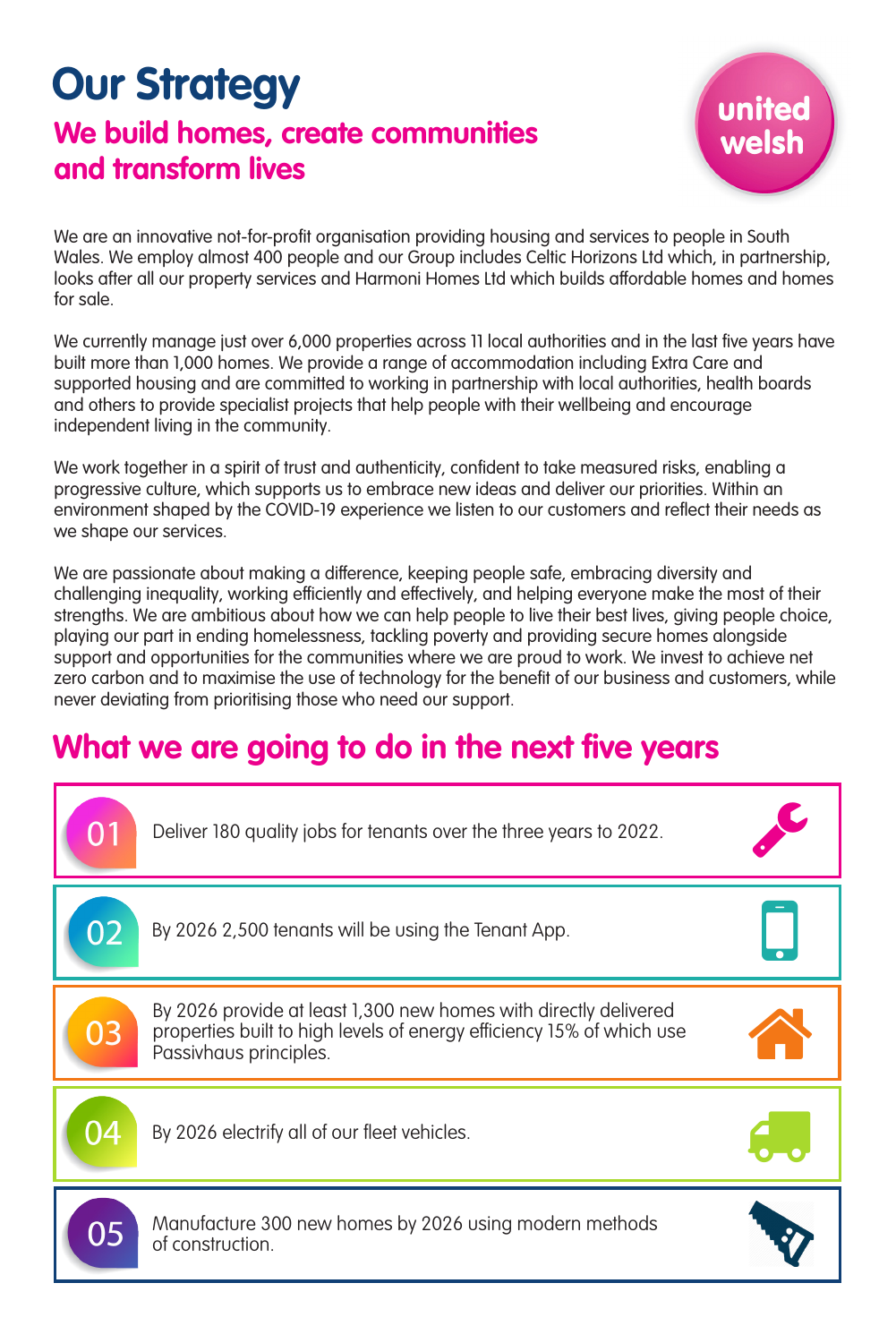# Our Strategy

## We build homes, create communities and transform lives

united welsh

We are an innovative not-for-profit organisation providing housing and services to people in South Wales. We employ almost 400 people and our Group includes Celtic Horizons Ltd which, in partnership, looks after all our property services and Harmoni Homes Ltd which builds affordable homes and homes for sale.

We currently manage just over 6,000 properties across 11 local authorities and in the last five years have built more than 1,000 homes. We provide a range of accommodation including Extra Care and supported housing and are committed to working in partnership with local authorities, health boards and others to provide specialist projects that help people with their wellbeing and encourage independent living in the community.

We work together in a spirit of trust and authenticity, confident to take measured risks, enabling a progressive culture, which supports us to embrace new ideas and deliver our priorities. Within an environment shaped by the COVID-19 experience we listen to our customers and reflect their needs as we shape our services.

We are passionate about making a difference, keeping people safe, embracing diversity and challenging inequality, working efficiently and effectively, and helping everyone make the most of their strengths. We are ambitious about how we can help people to live their best lives, giving people choice, playing our part in ending homelessness, tackling poverty and providing secure homes alongside support and opportunities for the communities where we are proud to work. We invest to achieve net zero carbon and to maximise the use of technology for the benefit of our business and customers, while never deviating from prioritising those who need our support.

## What we are going to do in the next five years

01 Deliver 180 quality jobs for tenants over the three years to 2022.

02 By 2026 2,500 tenants will be using the Tenant App.

03 By 2026 provide at least 1,300 new homes with directly delivered properties built to high levels of energy efficiency 15% of which use Passivhaus principles.

04 By 2026 electrify all of our fleet vehicles.

05 Manufacture 300 new homes by 2026 using modern methods of construction.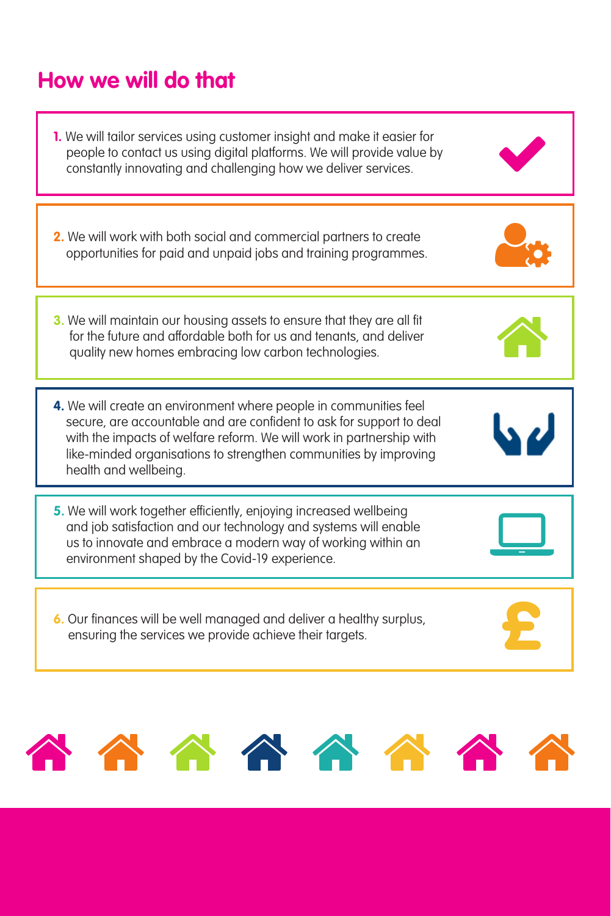## How we will do that

1. We will tailor services using customer insight and make it easier for people to contact us using digital platforms. We will provide value by constantly innovating and challenging how we deliver services.

2. We will work with both social and commercial partners to create opportunities for paid and unpaid jobs and training programmes.

3. We will maintain our housing assets to ensure that they are all fit for the future and affordable both for us and tenants, and deliver quality new homes embracing low carbon technologies.

4. We will create an environment where people in communities feel secure, are accountable and are confident to ask for support to deal with the impacts of welfare reform. We will work in partnership with like-minded organisations to strengthen communities by improving health and wellbeing.

5. We will work together efficiently, enjoying increased wellbeing and job satisfaction and our technology and systems will enable us to innovate and embrace a modern way of working within an environment shaped by the Covid-19 experience.

6. Our finances will be well managed and deliver a healthy surplus, ensuring the services we provide achieve their targets.